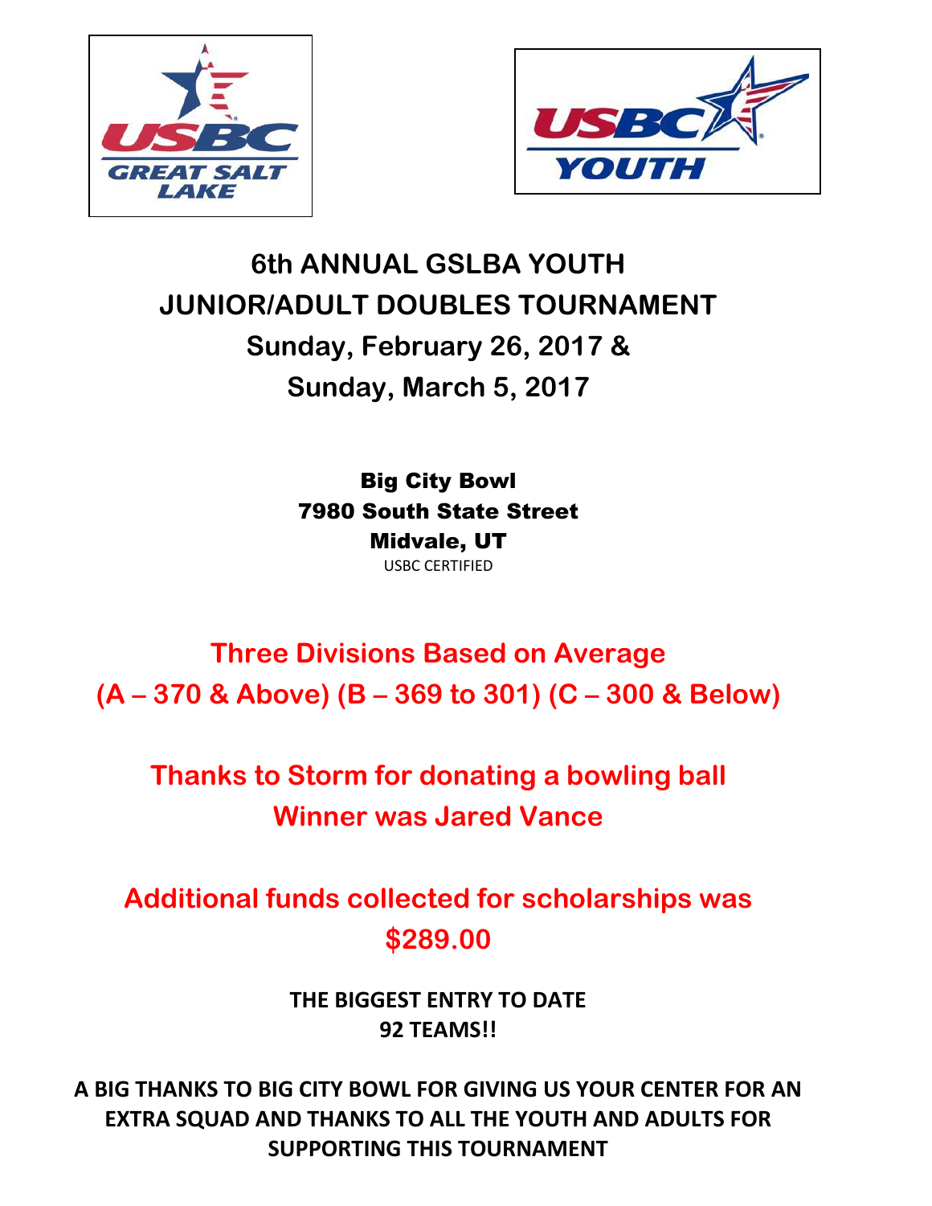# 6th ANNUAL GSLBA YOUTH JUNIOR/ADULT DOUBLES TOURNAMENT

## Sunday, February 26, 2017 & Sunday, March 5, 2017

**Big City Bowl**
**7980 South State Street**
**Midvale, UT**
USBC CERTIFIED

**Three Divisions Based on Average**
**(A – 370 & Above) (B – 369 to 301) (C – 300 & Below)**

**Thanks to Storm for donating a bowling ball**
**Winner was Jared Vance**

**Additional funds collected for scholarships was $289.00**

**THE BIGGEST ENTRY TO DATE**
**92 TEAMS!!**

**A BIG THANKS TO BIG CITY BOWL FOR GIVING US YOUR CENTER FOR AN EXTRA SQUAD AND THANKS TO ALL THE YOUTH AND ADULTS FOR SUPPORTING THIS TOURNAMENT**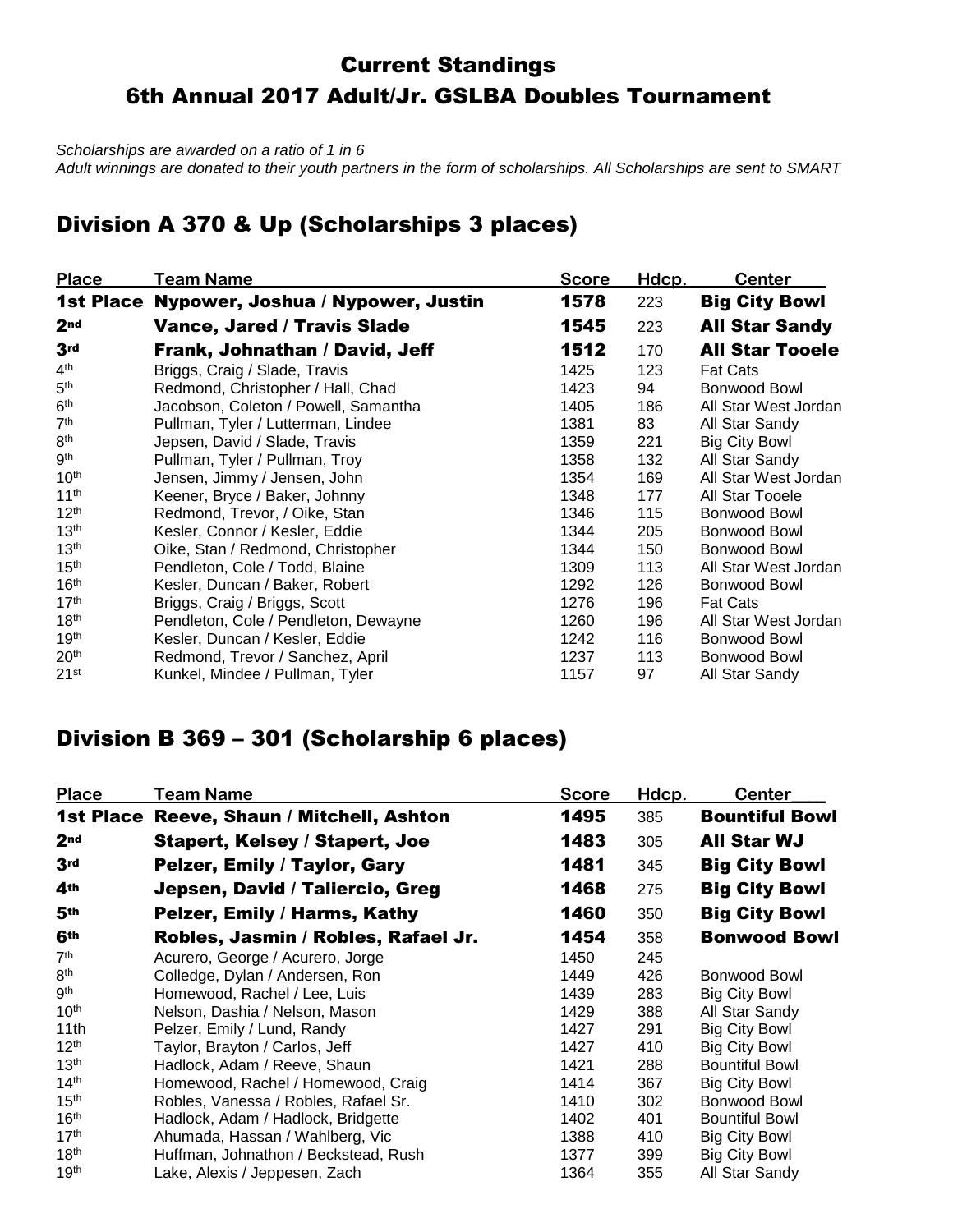# Current Standings
# 6th Annual 2017 Adult/Jr. GSLBA Doubles Tournament

*Scholarships are awarded on a ratio of 1 in 6*
*Adult winnings are donated to their youth partners in the form of scholarships. All Scholarships are sent to SMART*

## Division A 370 & Up (Scholarships 3 places)

| Place | Team Name | Score | Hdcp. | Center |
|---|---|---|---|---|
| **1st Place** | **Nypower, Joshua / Nypower, Justin** | **1578** | 223 | **Big City Bowl** |
| **2nd** | **Vance, Jared / Travis Slade** | **1545** | 223 | **All Star Sandy** |
| **3rd** | **Frank, Johnathan / David, Jeff** | **1512** | 170 | **All Star Tooele** |
| 4th | Briggs, Craig / Slade, Travis | 1425 | 123 | Fat Cats |
| 5th | Redmond, Christopher / Hall, Chad | 1423 | 94 | Bonwood Bowl |
| 6th | Jacobson, Coleton / Powell, Samantha | 1405 | 186 | All Star West Jordan |
| 7th | Pullman, Tyler / Lutterman, Lindee | 1381 | 83 | All Star Sandy |
| 8th | Jepsen, David / Slade, Travis | 1359 | 221 | Big City Bowl |
| 9th | Pullman, Tyler / Pullman, Troy | 1358 | 132 | All Star Sandy |
| 10th | Jensen, Jimmy / Jensen, John | 1354 | 169 | All Star West Jordan |
| 11th | Keener, Bryce / Baker, Johnny | 1348 | 177 | All Star Tooele |
| 12th | Redmond, Trevor, / Oike, Stan | 1346 | 115 | Bonwood Bowl |
| 13th | Kesler, Connor / Kesler, Eddie | 1344 | 205 | Bonwood Bowl |
| 13th | Oike, Stan / Redmond, Christopher | 1344 | 150 | Bonwood Bowl |
| 15th | Pendleton, Cole / Todd, Blaine | 1309 | 113 | All Star West Jordan |
| 16th | Kesler, Duncan / Baker, Robert | 1292 | 126 | Bonwood Bowl |
| 17th | Briggs, Craig / Briggs, Scott | 1276 | 196 | Fat Cats |
| 18th | Pendleton, Cole / Pendleton, Dewayne | 1260 | 196 | All Star West Jordan |
| 19th | Kesler, Duncan / Kesler, Eddie | 1242 | 116 | Bonwood Bowl |
| 20th | Redmond, Trevor / Sanchez, April | 1237 | 113 | Bonwood Bowl |
| 21st | Kunkel, Mindee / Pullman, Tyler | 1157 | 97 | All Star Sandy |

## Division B 369 – 301 (Scholarship 6 places)

| Place | Team Name | Score | Hdcp. | Center |
|---|---|---|---|---|
| **1st Place** | **Reeve, Shaun / Mitchell, Ashton** | **1495** | 385 | **Bountiful Bowl** |
| **2nd** | **Stapert, Kelsey / Stapert, Joe** | **1483** | 305 | **All Star WJ** |
| **3rd** | **Pelzer, Emily / Taylor, Gary** | **1481** | 345 | **Big City Bowl** |
| **4th** | **Jepsen, David / Taliercio, Greg** | **1468** | 275 | **Big City Bowl** |
| **5th** | **Pelzer, Emily / Harms, Kathy** | **1460** | 350 | **Big City Bowl** |
| **6th** | **Robles, Jasmin / Robles, Rafael Jr.** | **1454** | 358 | **Bonwood Bowl** |
| 7th | Acurero, George / Acurero, Jorge | 1450 | 245 | |
| 8th | Colledge, Dylan / Andersen, Ron | 1449 | 426 | Bonwood Bowl |
| 9th | Homewood, Rachel / Lee, Luis | 1439 | 283 | Big City Bowl |
| 10th | Nelson, Dashia / Nelson, Mason | 1429 | 388 | All Star Sandy |
| 11th | Pelzer, Emily / Lund, Randy | 1427 | 291 | Big City Bowl |
| 12th | Taylor, Brayton / Carlos, Jeff | 1427 | 410 | Big City Bowl |
| 13th | Hadlock, Adam / Reeve, Shaun | 1421 | 288 | Bountiful Bowl |
| 14th | Homewood, Rachel / Homewood, Craig | 1414 | 367 | Big City Bowl |
| 15th | Robles, Vanessa / Robles, Rafael Sr. | 1410 | 302 | Bonwood Bowl |
| 16th | Hadlock, Adam / Hadlock, Bridgette | 1402 | 401 | Bountiful Bowl |
| 17th | Ahumada, Hassan / Wahlberg, Vic | 1388 | 410 | Big City Bowl |
| 18th | Huffman, Johnathon / Beckstead, Rush | 1377 | 399 | Big City Bowl |
| 19th | Lake, Alexis / Jeppesen, Zach | 1364 | 355 | All Star Sandy |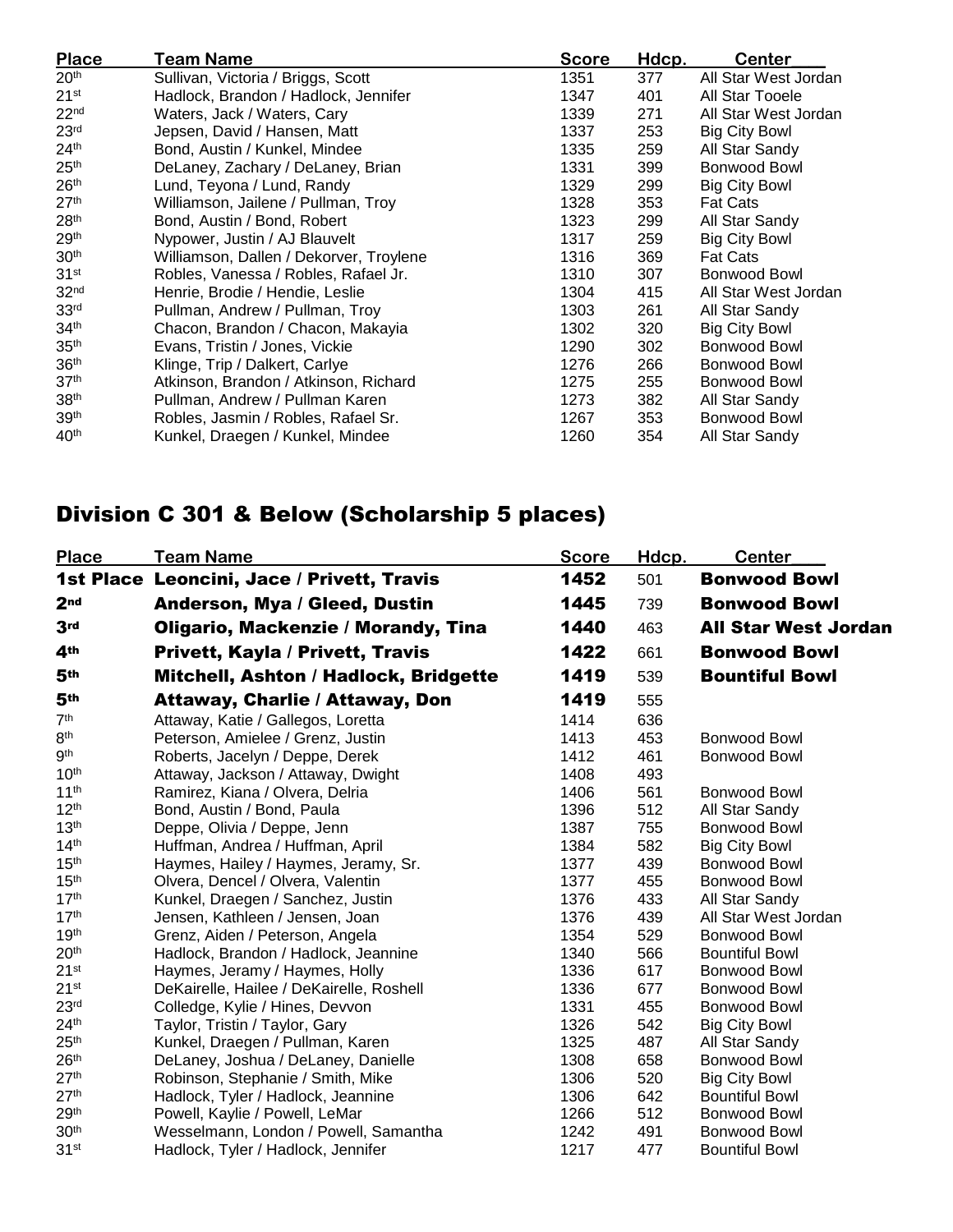| Place | Team Name | Score | Hdcp. | Center |
| --- | --- | --- | --- | --- |
| 20th | Sullivan, Victoria / Briggs, Scott | 1351 | 377 | All Star West Jordan |
| 21st | Hadlock, Brandon / Hadlock, Jennifer | 1347 | 401 | All Star Tooele |
| 22nd | Waters, Jack / Waters, Cary | 1339 | 271 | All Star West Jordan |
| 23rd | Jepsen, David / Hansen, Matt | 1337 | 253 | Big City Bowl |
| 24th | Bond, Austin / Kunkel, Mindee | 1335 | 259 | All Star Sandy |
| 25th | DeLaney, Zachary / DeLaney, Brian | 1331 | 399 | Bonwood Bowl |
| 26th | Lund, Teyona / Lund, Randy | 1329 | 299 | Big City Bowl |
| 27th | Williamson, Jailene / Pullman, Troy | 1328 | 353 | Fat Cats |
| 28th | Bond, Austin / Bond, Robert | 1323 | 299 | All Star Sandy |
| 29th | Nypower, Justin / AJ Blauvelt | 1317 | 259 | Big City Bowl |
| 30th | Williamson, Dallen / Dekorver, Troylene | 1316 | 369 | Fat Cats |
| 31st | Robles, Vanessa / Robles, Rafael Jr. | 1310 | 307 | Bonwood Bowl |
| 32nd | Henrie, Brodie / Hendie, Leslie | 1304 | 415 | All Star West Jordan |
| 33rd | Pullman, Andrew / Pullman, Troy | 1303 | 261 | All Star Sandy |
| 34th | Chacon, Brandon / Chacon, Makayia | 1302 | 320 | Big City Bowl |
| 35th | Evans, Tristin / Jones, Vickie | 1290 | 302 | Bonwood Bowl |
| 36th | Klinge, Trip / Dalkert, Carlye | 1276 | 266 | Bonwood Bowl |
| 37th | Atkinson, Brandon / Atkinson, Richard | 1275 | 255 | Bonwood Bowl |
| 38th | Pullman, Andrew / Pullman Karen | 1273 | 382 | All Star Sandy |
| 39th | Robles, Jasmin / Robles, Rafael Sr. | 1267 | 353 | Bonwood Bowl |
| 40th | Kunkel, Draegen / Kunkel, Mindee | 1260 | 354 | All Star Sandy |

## Division C 301 & Below (Scholarship 5 places)

| Place | Team Name | Score | Hdcp. | Center |
| --- | --- | --- | --- | --- |
| **1st Place** | **Leoncini, Jace / Privett, Travis** | **1452** | 501 | **Bonwood Bowl** |
| **2nd** | **Anderson, Mya / Gleed, Dustin** | **1445** | 739 | **Bonwood Bowl** |
| **3rd** | **Oligario, Mackenzie / Morandy, Tina** | **1440** | 463 | **All Star West Jordan** |
| **4th** | **Privett, Kayla / Privett, Travis** | **1422** | 661 | **Bonwood Bowl** |
| **5th** | **Mitchell, Ashton / Hadlock, Bridgette** | **1419** | 539 | **Bountiful Bowl** |
| **5th** | **Attaway, Charlie / Attaway, Don** | **1419** | 555 | |
| 7th | Attaway, Katie / Gallegos, Loretta | 1414 | 636 | |
| 8th | Peterson, Amielee / Grenz, Justin | 1413 | 453 | Bonwood Bowl |
| 9th | Roberts, Jacelyn / Deppe, Derek | 1412 | 461 | Bonwood Bowl |
| 10th | Attaway, Jackson / Attaway, Dwight | 1408 | 493 | |
| 11th | Ramirez, Kiana / Olvera, Delria | 1406 | 561 | Bonwood Bowl |
| 12th | Bond, Austin / Bond, Paula | 1396 | 512 | All Star Sandy |
| 13th | Deppe, Olivia / Deppe, Jenn | 1387 | 755 | Bonwood Bowl |
| 14th | Huffman, Andrea / Huffman, April | 1384 | 582 | Big City Bowl |
| 15th | Haymes, Hailey / Haymes, Jeramy, Sr. | 1377 | 439 | Bonwood Bowl |
| 15th | Olvera, Dencel / Olvera, Valentin | 1377 | 455 | Bonwood Bowl |
| 17th | Kunkel, Draegen / Sanchez, Justin | 1376 | 433 | All Star Sandy |
| 17th | Jensen, Kathleen / Jensen, Joan | 1376 | 439 | All Star West Jordan |
| 19th | Grenz, Aiden / Peterson, Angela | 1354 | 529 | Bonwood Bowl |
| 20th | Hadlock, Brandon / Hadlock, Jeannine | 1340 | 566 | Bountiful Bowl |
| 21st | Haymes, Jeramy / Haymes, Holly | 1336 | 617 | Bonwood Bowl |
| 21st | DeKairelle, Hailee / DeKairelle, Roshell | 1336 | 677 | Bonwood Bowl |
| 23rd | Colledge, Kylie / Hines, Devvon | 1331 | 455 | Bonwood Bowl |
| 24th | Taylor, Tristin / Taylor, Gary | 1326 | 542 | Big City Bowl |
| 25th | Kunkel, Draegen / Pullman, Karen | 1325 | 487 | All Star Sandy |
| 26th | DeLaney, Joshua / DeLaney, Danielle | 1308 | 658 | Bonwood Bowl |
| 27th | Robinson, Stephanie / Smith, Mike | 1306 | 520 | Big City Bowl |
| 27th | Hadlock, Tyler / Hadlock, Jeannine | 1306 | 642 | Bountiful Bowl |
| 29th | Powell, Kaylie / Powell, LeMar | 1266 | 512 | Bonwood Bowl |
| 30th | Wesselmann, London / Powell, Samantha | 1242 | 491 | Bonwood Bowl |
| 31st | Hadlock, Tyler / Hadlock, Jennifer | 1217 | 477 | Bountiful Bowl |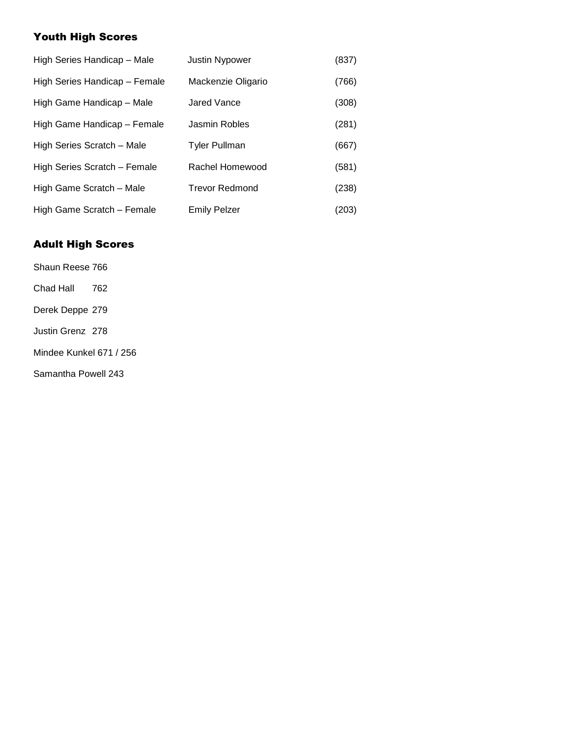## Youth High Scores

| | | |
|---|---|---|
| High Series Handicap – Male | Justin Nypower | (837) |
| High Series Handicap – Female | Mackenzie Oligario | (766) |
| High Game Handicap – Male | Jared Vance | (308) |
| High Game Handicap – Female | Jasmin Robles | (281) |
| High Series Scratch – Male | Tyler Pullman | (667) |
| High Series Scratch – Female | Rachel Homewood | (581) |
| High Game Scratch – Male | Trevor Redmond | (238) |
| High Game Scratch – Female | Emily Pelzer | (203) |

## Adult High Scores

Shaun Reese 766

Chad Hall 762

Derek Deppe 279

Justin Grenz 278

Mindee Kunkel 671 / 256

Samantha Powell 243